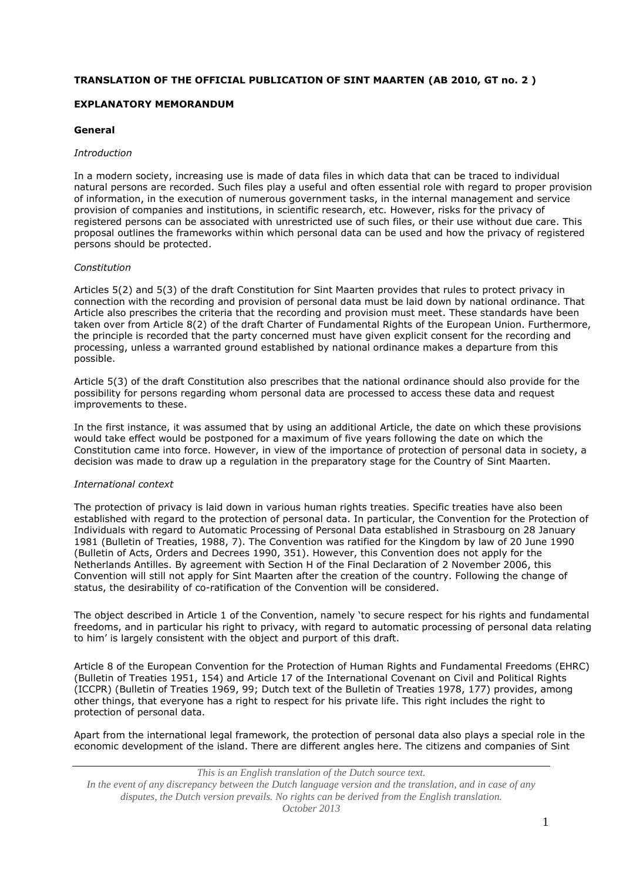**TRANSLATION OF THE OFFICIAL PUBLICATION OF SINT MAARTEN (AB 2010, GT no. 2 )**

**EXPLANATORY MEMORANDUM**

**General**

*Introduction*

In a modern society, increasing use is made of data files in which data that can be traced to individual natural persons are recorded. Such files play a useful and often essential role with regard to proper provision of information, in the execution of numerous government tasks, in the internal management and service provision of companies and institutions, in scientific research, etc. However, risks for the privacy of registered persons can be associated with unrestricted use of such files, or their use without due care. This proposal outlines the frameworks within which personal data can be used and how the privacy of registered persons should be protected.

*Constitution*

Articles 5(2) and 5(3) of the draft Constitution for Sint Maarten provides that rules to protect privacy in connection with the recording and provision of personal data must be laid down by national ordinance. That Article also prescribes the criteria that the recording and provision must meet. These standards have been taken over from Article 8(2) of the draft Charter of Fundamental Rights of the European Union. Furthermore, the principle is recorded that the party concerned must have given explicit consent for the recording and processing, unless a warranted ground established by national ordinance makes a departure from this possible.

Article 5(3) of the draft Constitution also prescribes that the national ordinance should also provide for the possibility for persons regarding whom personal data are processed to access these data and request improvements to these.

In the first instance, it was assumed that by using an additional Article, the date on which these provisions would take effect would be postponed for a maximum of five years following the date on which the Constitution came into force. However, in view of the importance of protection of personal data in society, a decision was made to draw up a regulation in the preparatory stage for the Country of Sint Maarten.

*International context*

The protection of privacy is laid down in various human rights treaties. Specific treaties have also been established with regard to the protection of personal data. In particular, the Convention for the Protection of Individuals with regard to Automatic Processing of Personal Data established in Strasbourg on 28 January 1981 (Bulletin of Treaties, 1988, 7). The Convention was ratified for the Kingdom by law of 20 June 1990 (Bulletin of Acts, Orders and Decrees 1990, 351). However, this Convention does not apply for the Netherlands Antilles. By agreement with Section H of the Final Declaration of 2 November 2006, this Convention will still not apply for Sint Maarten after the creation of the country. Following the change of status, the desirability of co-ratification of the Convention will be considered.

The object described in Article 1 of the Convention, namely 'to secure respect for his rights and fundamental freedoms, and in particular his right to privacy, with regard to automatic processing of personal data relating to him' is largely consistent with the object and purport of this draft.

Article 8 of the European Convention for the Protection of Human Rights and Fundamental Freedoms (EHRC) (Bulletin of Treaties 1951, 154) and Article 17 of the International Covenant on Civil and Political Rights (ICCPR) (Bulletin of Treaties 1969, 99; Dutch text of the Bulletin of Treaties 1978, 177) provides, among other things, that everyone has a right to respect for his private life. This right includes the right to protection of personal data.

Apart from the international legal framework, the protection of personal data also plays a special role in the economic development of the island. There are different angles here. The citizens and companies of Sint

*This is an English translation of the Dutch source text.*
*In the event of any discrepancy between the Dutch language version and the translation, and in case of any disputes, the Dutch version prevails. No rights can be derived from the English translation.*
*October 2013*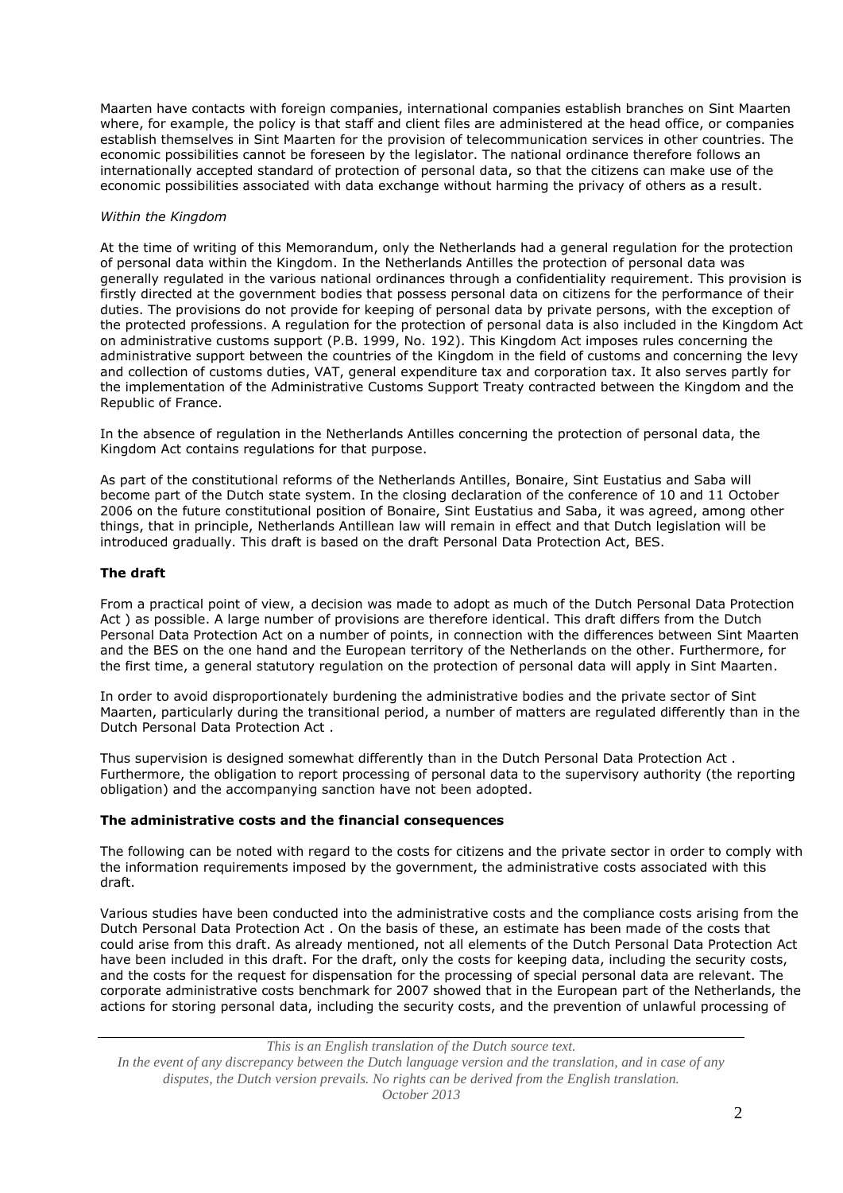Maarten have contacts with foreign companies, international companies establish branches on Sint Maarten where, for example, the policy is that staff and client files are administered at the head office, or companies establish themselves in Sint Maarten for the provision of telecommunication services in other countries. The economic possibilities cannot be foreseen by the legislator. The national ordinance therefore follows an internationally accepted standard of protection of personal data, so that the citizens can make use of the economic possibilities associated with data exchange without harming the privacy of others as a result.

*Within the Kingdom*

At the time of writing of this Memorandum, only the Netherlands had a general regulation for the protection of personal data within the Kingdom. In the Netherlands Antilles the protection of personal data was generally regulated in the various national ordinances through a confidentiality requirement. This provision is firstly directed at the government bodies that possess personal data on citizens for the performance of their duties. The provisions do not provide for keeping of personal data by private persons, with the exception of the protected professions. A regulation for the protection of personal data is also included in the Kingdom Act on administrative customs support (P.B. 1999, No. 192). This Kingdom Act imposes rules concerning the administrative support between the countries of the Kingdom in the field of customs and concerning the levy and collection of customs duties, VAT, general expenditure tax and corporation tax. It also serves partly for the implementation of the Administrative Customs Support Treaty contracted between the Kingdom and the Republic of France.

In the absence of regulation in the Netherlands Antilles concerning the protection of personal data, the Kingdom Act contains regulations for that purpose.

As part of the constitutional reforms of the Netherlands Antilles, Bonaire, Sint Eustatius and Saba will become part of the Dutch state system. In the closing declaration of the conference of 10 and 11 October 2006 on the future constitutional position of Bonaire, Sint Eustatius and Saba, it was agreed, among other things, that in principle, Netherlands Antillean law will remain in effect and that Dutch legislation will be introduced gradually. This draft is based on the draft Personal Data Protection Act, BES.

**The draft**

From a practical point of view, a decision was made to adopt as much of the Dutch Personal Data Protection Act ) as possible. A large number of provisions are therefore identical. This draft differs from the Dutch Personal Data Protection Act on a number of points, in connection with the differences between Sint Maarten and the BES on the one hand and the European territory of the Netherlands on the other. Furthermore, for the first time, a general statutory regulation on the protection of personal data will apply in Sint Maarten.

In order to avoid disproportionately burdening the administrative bodies and the private sector of Sint Maarten, particularly during the transitional period, a number of matters are regulated differently than in the Dutch Personal Data Protection Act .

Thus supervision is designed somewhat differently than in the Dutch Personal Data Protection Act . Furthermore, the obligation to report processing of personal data to the supervisory authority (the reporting obligation) and the accompanying sanction have not been adopted.

**The administrative costs and the financial consequences**

The following can be noted with regard to the costs for citizens and the private sector in order to comply with the information requirements imposed by the government, the administrative costs associated with this draft.

Various studies have been conducted into the administrative costs and the compliance costs arising from the Dutch Personal Data Protection Act . On the basis of these, an estimate has been made of the costs that could arise from this draft. As already mentioned, not all elements of the Dutch Personal Data Protection Act have been included in this draft. For the draft, only the costs for keeping data, including the security costs, and the costs for the request for dispensation for the processing of special personal data are relevant. The corporate administrative costs benchmark for 2007 showed that in the European part of the Netherlands, the actions for storing personal data, including the security costs, and the prevention of unlawful processing of

*This is an English translation of the Dutch source text.*
*In the event of any discrepancy between the Dutch language version and the translation, and in case of any disputes, the Dutch version prevails. No rights can be derived from the English translation.*
*October 2013*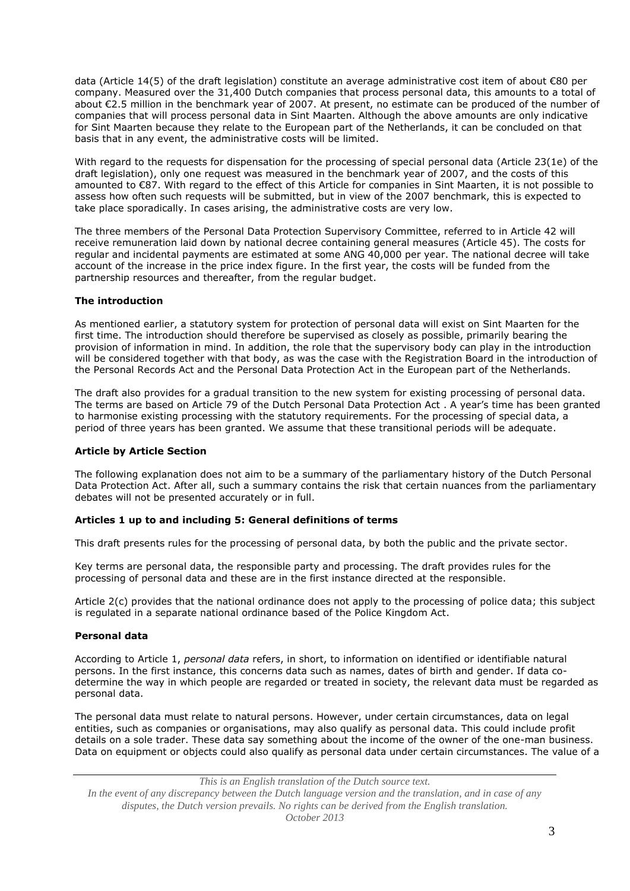data (Article 14(5) of the draft legislation) constitute an average administrative cost item of about €80 per company. Measured over the 31,400 Dutch companies that process personal data, this amounts to a total of about €2.5 million in the benchmark year of 2007. At present, no estimate can be produced of the number of companies that will process personal data in Sint Maarten. Although the above amounts are only indicative for Sint Maarten because they relate to the European part of the Netherlands, it can be concluded on that basis that in any event, the administrative costs will be limited.

With regard to the requests for dispensation for the processing of special personal data (Article 23(1e) of the draft legislation), only one request was measured in the benchmark year of 2007, and the costs of this amounted to €87. With regard to the effect of this Article for companies in Sint Maarten, it is not possible to assess how often such requests will be submitted, but in view of the 2007 benchmark, this is expected to take place sporadically. In cases arising, the administrative costs are very low.

The three members of the Personal Data Protection Supervisory Committee, referred to in Article 42 will receive remuneration laid down by national decree containing general measures (Article 45). The costs for regular and incidental payments are estimated at some ANG 40,000 per year. The national decree will take account of the increase in the price index figure. In the first year, the costs will be funded from the partnership resources and thereafter, from the regular budget.

**The introduction**

As mentioned earlier, a statutory system for protection of personal data will exist on Sint Maarten for the first time. The introduction should therefore be supervised as closely as possible, primarily bearing the provision of information in mind. In addition, the role that the supervisory body can play in the introduction will be considered together with that body, as was the case with the Registration Board in the introduction of the Personal Records Act and the Personal Data Protection Act in the European part of the Netherlands.

The draft also provides for a gradual transition to the new system for existing processing of personal data. The terms are based on Article 79 of the Dutch Personal Data Protection Act . A year's time has been granted to harmonise existing processing with the statutory requirements. For the processing of special data, a period of three years has been granted. We assume that these transitional periods will be adequate.

**Article by Article Section**

The following explanation does not aim to be a summary of the parliamentary history of the Dutch Personal Data Protection Act. After all, such a summary contains the risk that certain nuances from the parliamentary debates will not be presented accurately or in full.

**Articles 1 up to and including 5: General definitions of terms**

This draft presents rules for the processing of personal data, by both the public and the private sector.

Key terms are personal data, the responsible party and processing. The draft provides rules for the processing of personal data and these are in the first instance directed at the responsible.

Article 2(c) provides that the national ordinance does not apply to the processing of police data; this subject is regulated in a separate national ordinance based of the Police Kingdom Act.

**Personal data**

According to Article 1, *personal data* refers, in short, to information on identified or identifiable natural persons. In the first instance, this concerns data such as names, dates of birth and gender. If data co-determine the way in which people are regarded or treated in society, the relevant data must be regarded as personal data.

The personal data must relate to natural persons. However, under certain circumstances, data on legal entities, such as companies or organisations, may also qualify as personal data. This could include profit details on a sole trader. These data say something about the income of the owner of the one-man business. Data on equipment or objects could also qualify as personal data under certain circumstances. The value of a

*This is an English translation of the Dutch source text.*
*In the event of any discrepancy between the Dutch language version and the translation, and in case of any disputes, the Dutch version prevails. No rights can be derived from the English translation.*
*October 2013*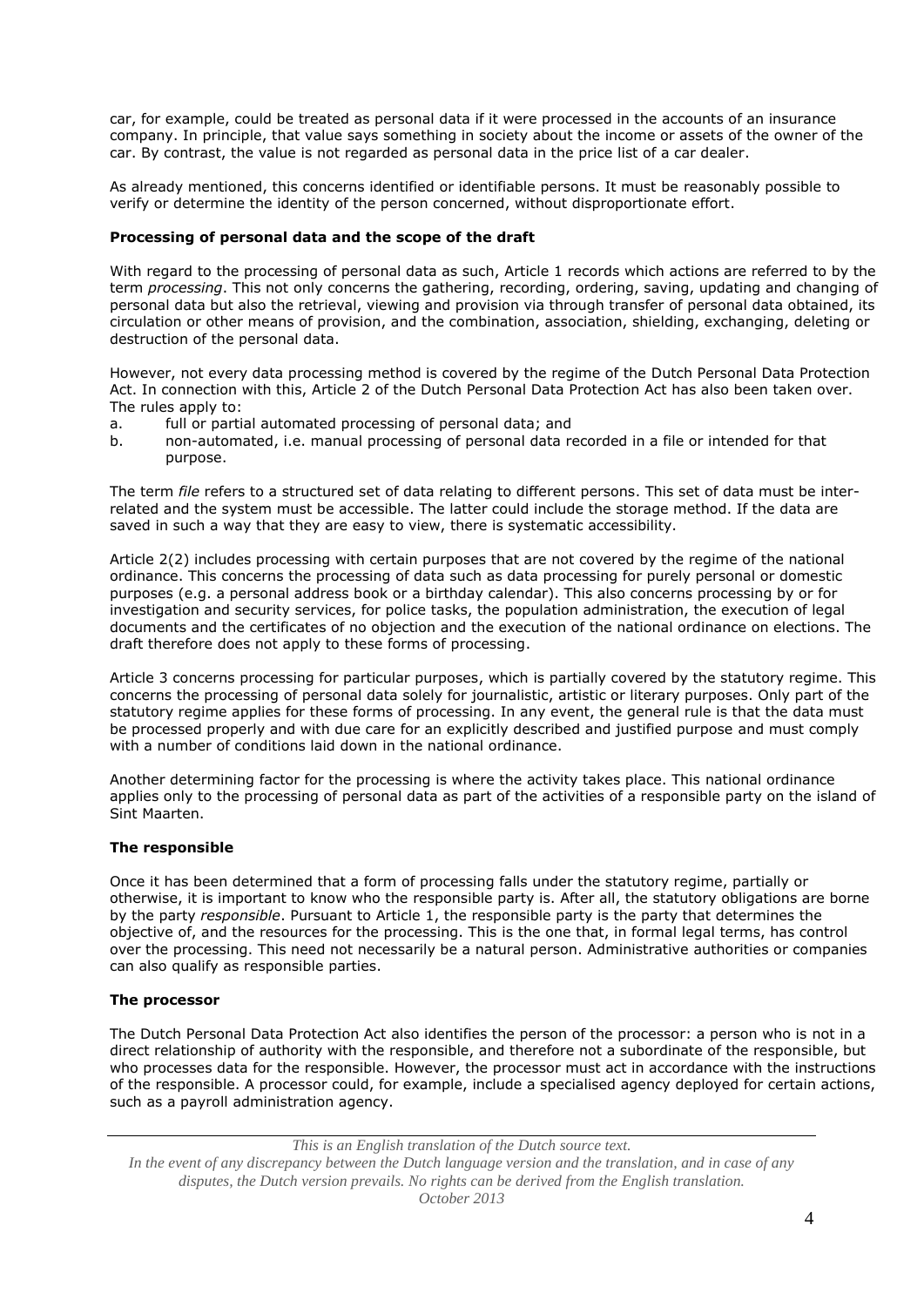car, for example, could be treated as personal data if it were processed in the accounts of an insurance company. In principle, that value says something in society about the income or assets of the owner of the car. By contrast, the value is not regarded as personal data in the price list of a car dealer.

As already mentioned, this concerns identified or identifiable persons. It must be reasonably possible to verify or determine the identity of the person concerned, without disproportionate effort.

**Processing of personal data and the scope of the draft**

With regard to the processing of personal data as such, Article 1 records which actions are referred to by the term *processing*. This not only concerns the gathering, recording, ordering, saving, updating and changing of personal data but also the retrieval, viewing and provision via through transfer of personal data obtained, its circulation or other means of provision, and the combination, association, shielding, exchanging, deleting or destruction of the personal data.

However, not every data processing method is covered by the regime of the Dutch Personal Data Protection Act. In connection with this, Article 2 of the Dutch Personal Data Protection Act has also been taken over. The rules apply to:

a. full or partial automated processing of personal data; and
b. non-automated, i.e. manual processing of personal data recorded in a file or intended for that purpose.

The term *file* refers to a structured set of data relating to different persons. This set of data must be inter-related and the system must be accessible. The latter could include the storage method. If the data are saved in such a way that they are easy to view, there is systematic accessibility.

Article 2(2) includes processing with certain purposes that are not covered by the regime of the national ordinance. This concerns the processing of data such as data processing for purely personal or domestic purposes (e.g. a personal address book or a birthday calendar). This also concerns processing by or for investigation and security services, for police tasks, the population administration, the execution of legal documents and the certificates of no objection and the execution of the national ordinance on elections. The draft therefore does not apply to these forms of processing.

Article 3 concerns processing for particular purposes, which is partially covered by the statutory regime. This concerns the processing of personal data solely for journalistic, artistic or literary purposes. Only part of the statutory regime applies for these forms of processing. In any event, the general rule is that the data must be processed properly and with due care for an explicitly described and justified purpose and must comply with a number of conditions laid down in the national ordinance.

Another determining factor for the processing is where the activity takes place. This national ordinance applies only to the processing of personal data as part of the activities of a responsible party on the island of Sint Maarten.

**The responsible**

Once it has been determined that a form of processing falls under the statutory regime, partially or otherwise, it is important to know who the responsible party is. After all, the statutory obligations are borne by the party *responsible*. Pursuant to Article 1, the responsible party is the party that determines the objective of, and the resources for the processing. This is the one that, in formal legal terms, has control over the processing. This need not necessarily be a natural person. Administrative authorities or companies can also qualify as responsible parties.

**The processor**

The Dutch Personal Data Protection Act also identifies the person of the processor: a person who is not in a direct relationship of authority with the responsible, and therefore not a subordinate of the responsible, but who processes data for the responsible. However, the processor must act in accordance with the instructions of the responsible. A processor could, for example, include a specialised agency deployed for certain actions, such as a payroll administration agency.

*This is an English translation of the Dutch source text.*
*In the event of any discrepancy between the Dutch language version and the translation, and in case of any disputes, the Dutch version prevails. No rights can be derived from the English translation.*
*October 2013*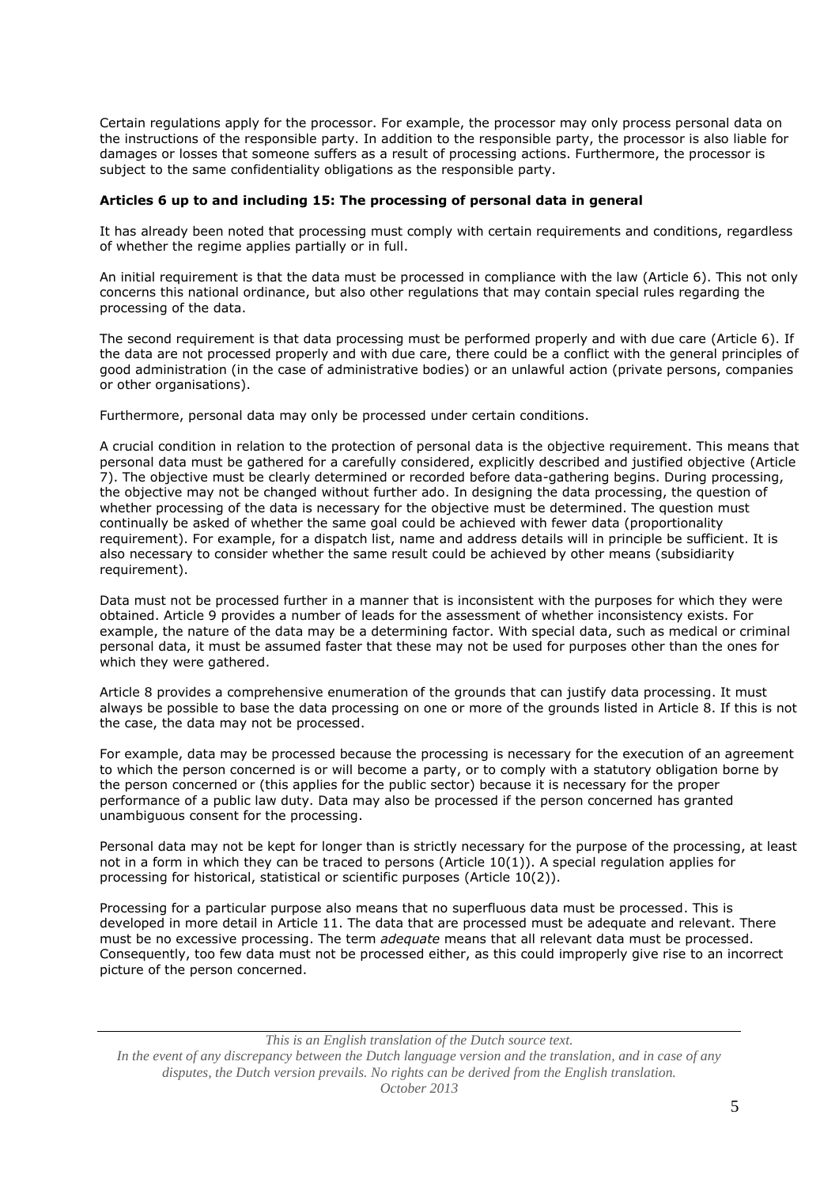Certain regulations apply for the processor. For example, the processor may only process personal data on the instructions of the responsible party. In addition to the responsible party, the processor is also liable for damages or losses that someone suffers as a result of processing actions. Furthermore, the processor is subject to the same confidentiality obligations as the responsible party.

**Articles 6 up to and including 15: The processing of personal data in general**

It has already been noted that processing must comply with certain requirements and conditions, regardless of whether the regime applies partially or in full.

An initial requirement is that the data must be processed in compliance with the law (Article 6). This not only concerns this national ordinance, but also other regulations that may contain special rules regarding the processing of the data.

The second requirement is that data processing must be performed properly and with due care (Article 6). If the data are not processed properly and with due care, there could be a conflict with the general principles of good administration (in the case of administrative bodies) or an unlawful action (private persons, companies or other organisations).

Furthermore, personal data may only be processed under certain conditions.

A crucial condition in relation to the protection of personal data is the objective requirement. This means that personal data must be gathered for a carefully considered, explicitly described and justified objective (Article 7). The objective must be clearly determined or recorded before data-gathering begins. During processing, the objective may not be changed without further ado. In designing the data processing, the question of whether processing of the data is necessary for the objective must be determined. The question must continually be asked of whether the same goal could be achieved with fewer data (proportionality requirement). For example, for a dispatch list, name and address details will in principle be sufficient. It is also necessary to consider whether the same result could be achieved by other means (subsidiarity requirement).

Data must not be processed further in a manner that is inconsistent with the purposes for which they were obtained. Article 9 provides a number of leads for the assessment of whether inconsistency exists. For example, the nature of the data may be a determining factor. With special data, such as medical or criminal personal data, it must be assumed faster that these may not be used for purposes other than the ones for which they were gathered.

Article 8 provides a comprehensive enumeration of the grounds that can justify data processing. It must always be possible to base the data processing on one or more of the grounds listed in Article 8. If this is not the case, the data may not be processed.

For example, data may be processed because the processing is necessary for the execution of an agreement to which the person concerned is or will become a party, or to comply with a statutory obligation borne by the person concerned or (this applies for the public sector) because it is necessary for the proper performance of a public law duty. Data may also be processed if the person concerned has granted unambiguous consent for the processing.

Personal data may not be kept for longer than is strictly necessary for the purpose of the processing, at least not in a form in which they can be traced to persons (Article 10(1)). A special regulation applies for processing for historical, statistical or scientific purposes (Article 10(2)).

Processing for a particular purpose also means that no superfluous data must be processed. This is developed in more detail in Article 11. The data that are processed must be adequate and relevant. There must be no excessive processing. The term *adequate* means that all relevant data must be processed. Consequently, too few data must not be processed either, as this could improperly give rise to an incorrect picture of the person concerned.

*This is an English translation of the Dutch source text.*
*In the event of any discrepancy between the Dutch language version and the translation, and in case of any disputes, the Dutch version prevails. No rights can be derived from the English translation.*
*October 2013*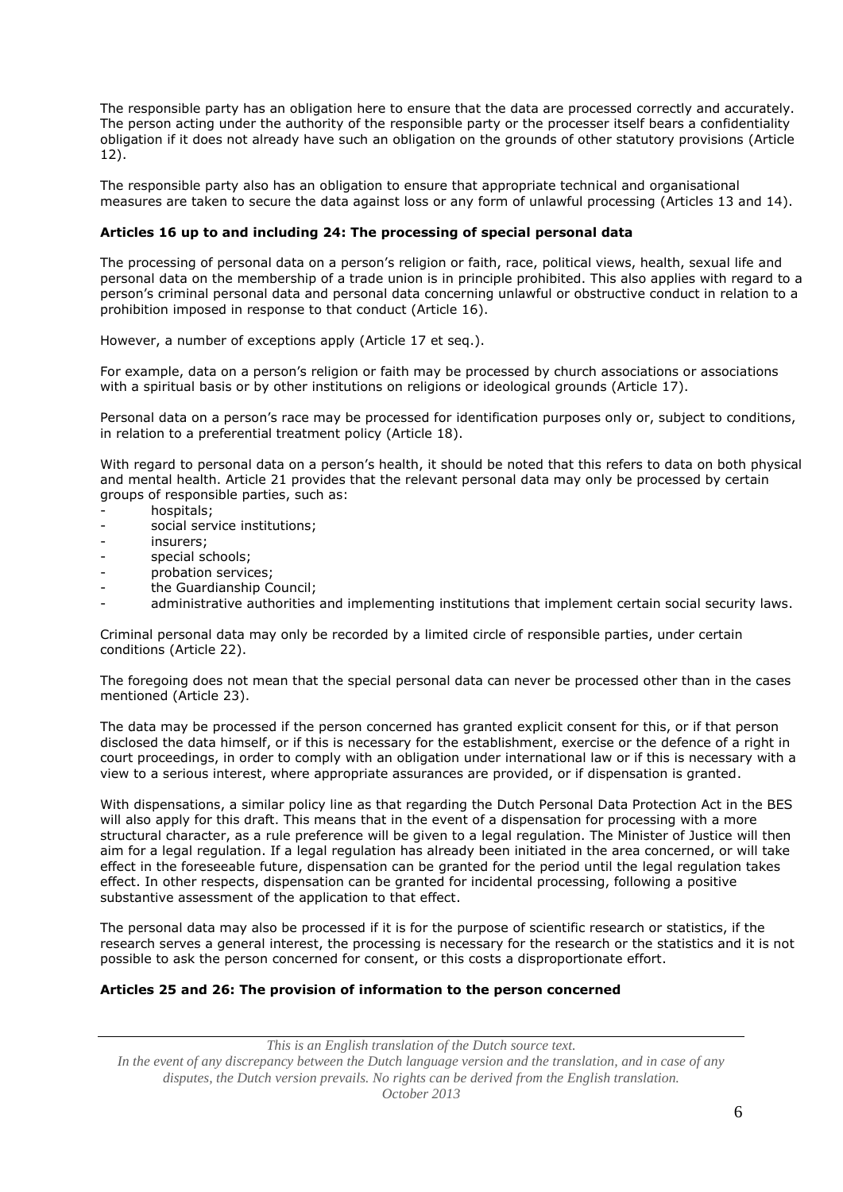The responsible party has an obligation here to ensure that the data are processed correctly and accurately. The person acting under the authority of the responsible party or the processer itself bears a confidentiality obligation if it does not already have such an obligation on the grounds of other statutory provisions (Article 12).

The responsible party also has an obligation to ensure that appropriate technical and organisational measures are taken to secure the data against loss or any form of unlawful processing (Articles 13 and 14).

**Articles 16 up to and including 24: The processing of special personal data**

The processing of personal data on a person's religion or faith, race, political views, health, sexual life and personal data on the membership of a trade union is in principle prohibited. This also applies with regard to a person's criminal personal data and personal data concerning unlawful or obstructive conduct in relation to a prohibition imposed in response to that conduct (Article 16).

However, a number of exceptions apply (Article 17 et seq.).

For example, data on a person's religion or faith may be processed by church associations or associations with a spiritual basis or by other institutions on religions or ideological grounds (Article 17).

Personal data on a person's race may be processed for identification purposes only or, subject to conditions, in relation to a preferential treatment policy (Article 18).

With regard to personal data on a person's health, it should be noted that this refers to data on both physical and mental health. Article 21 provides that the relevant personal data may only be processed by certain groups of responsible parties, such as:

- hospitals;
- social service institutions;
- insurers;
- special schools;
- probation services;
- the Guardianship Council;
- administrative authorities and implementing institutions that implement certain social security laws.

Criminal personal data may only be recorded by a limited circle of responsible parties, under certain conditions (Article 22).

The foregoing does not mean that the special personal data can never be processed other than in the cases mentioned (Article 23).

The data may be processed if the person concerned has granted explicit consent for this, or if that person disclosed the data himself, or if this is necessary for the establishment, exercise or the defence of a right in court proceedings, in order to comply with an obligation under international law or if this is necessary with a view to a serious interest, where appropriate assurances are provided, or if dispensation is granted.

With dispensations, a similar policy line as that regarding the Dutch Personal Data Protection Act in the BES will also apply for this draft. This means that in the event of a dispensation for processing with a more structural character, as a rule preference will be given to a legal regulation. The Minister of Justice will then aim for a legal regulation. If a legal regulation has already been initiated in the area concerned, or will take effect in the foreseeable future, dispensation can be granted for the period until the legal regulation takes effect. In other respects, dispensation can be granted for incidental processing, following a positive substantive assessment of the application to that effect.

The personal data may also be processed if it is for the purpose of scientific research or statistics, if the research serves a general interest, the processing is necessary for the research or the statistics and it is not possible to ask the person concerned for consent, or this costs a disproportionate effort.

**Articles 25 and 26: The provision of information to the person concerned**

*This is an English translation of the Dutch source text.*
*In the event of any discrepancy between the Dutch language version and the translation, and in case of any disputes, the Dutch version prevails. No rights can be derived from the English translation.*
*October 2013*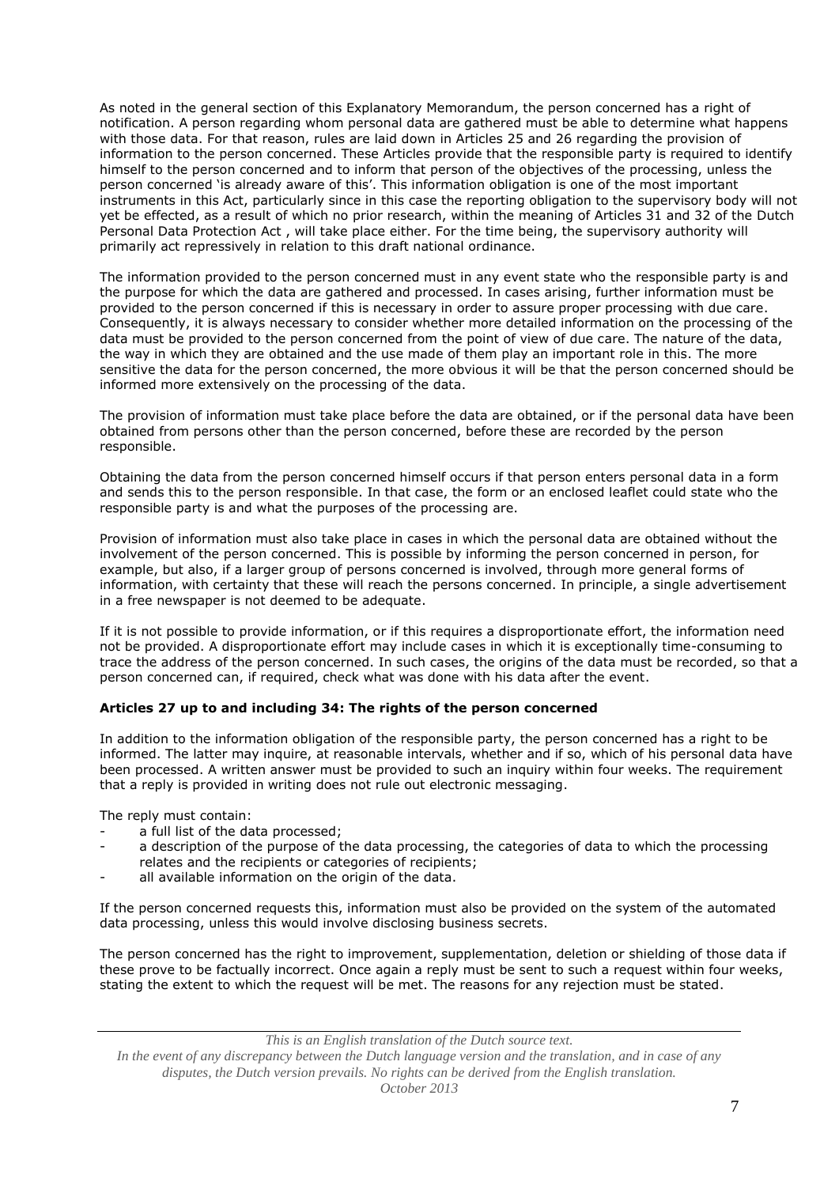As noted in the general section of this Explanatory Memorandum, the person concerned has a right of notification. A person regarding whom personal data are gathered must be able to determine what happens with those data. For that reason, rules are laid down in Articles 25 and 26 regarding the provision of information to the person concerned. These Articles provide that the responsible party is required to identify himself to the person concerned and to inform that person of the objectives of the processing, unless the person concerned 'is already aware of this'. This information obligation is one of the most important instruments in this Act, particularly since in this case the reporting obligation to the supervisory body will not yet be effected, as a result of which no prior research, within the meaning of Articles 31 and 32 of the Dutch Personal Data Protection Act , will take place either. For the time being, the supervisory authority will primarily act repressively in relation to this draft national ordinance.

The information provided to the person concerned must in any event state who the responsible party is and the purpose for which the data are gathered and processed. In cases arising, further information must be provided to the person concerned if this is necessary in order to assure proper processing with due care. Consequently, it is always necessary to consider whether more detailed information on the processing of the data must be provided to the person concerned from the point of view of due care. The nature of the data, the way in which they are obtained and the use made of them play an important role in this. The more sensitive the data for the person concerned, the more obvious it will be that the person concerned should be informed more extensively on the processing of the data.

The provision of information must take place before the data are obtained, or if the personal data have been obtained from persons other than the person concerned, before these are recorded by the person responsible.

Obtaining the data from the person concerned himself occurs if that person enters personal data in a form and sends this to the person responsible. In that case, the form or an enclosed leaflet could state who the responsible party is and what the purposes of the processing are.

Provision of information must also take place in cases in which the personal data are obtained without the involvement of the person concerned. This is possible by informing the person concerned in person, for example, but also, if a larger group of persons concerned is involved, through more general forms of information, with certainty that these will reach the persons concerned. In principle, a single advertisement in a free newspaper is not deemed to be adequate.

If it is not possible to provide information, or if this requires a disproportionate effort, the information need not be provided. A disproportionate effort may include cases in which it is exceptionally time-consuming to trace the address of the person concerned. In such cases, the origins of the data must be recorded, so that a person concerned can, if required, check what was done with his data after the event.

**Articles 27 up to and including 34: The rights of the person concerned**

In addition to the information obligation of the responsible party, the person concerned has a right to be informed. The latter may inquire, at reasonable intervals, whether and if so, which of his personal data have been processed. A written answer must be provided to such an inquiry within four weeks. The requirement that a reply is provided in writing does not rule out electronic messaging.

The reply must contain:

- a full list of the data processed;
- a description of the purpose of the data processing, the categories of data to which the processing relates and the recipients or categories of recipients;
- all available information on the origin of the data.

If the person concerned requests this, information must also be provided on the system of the automated data processing, unless this would involve disclosing business secrets.

The person concerned has the right to improvement, supplementation, deletion or shielding of those data if these prove to be factually incorrect. Once again a reply must be sent to such a request within four weeks, stating the extent to which the request will be met. The reasons for any rejection must be stated.

*This is an English translation of the Dutch source text.*
*In the event of any discrepancy between the Dutch language version and the translation, and in case of any disputes, the Dutch version prevails. No rights can be derived from the English translation.*
*October 2013*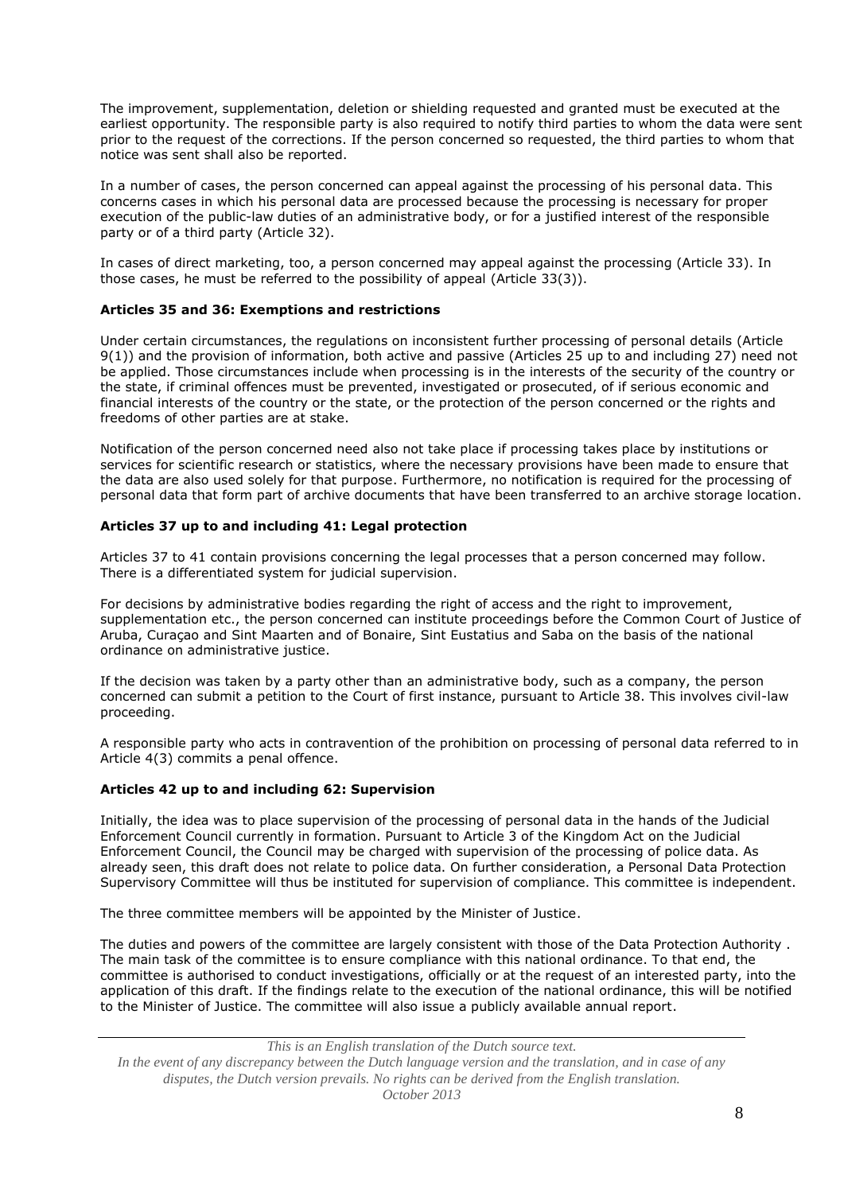The improvement, supplementation, deletion or shielding requested and granted must be executed at the earliest opportunity. The responsible party is also required to notify third parties to whom the data were sent prior to the request of the corrections. If the person concerned so requested, the third parties to whom that notice was sent shall also be reported.

In a number of cases, the person concerned can appeal against the processing of his personal data. This concerns cases in which his personal data are processed because the processing is necessary for proper execution of the public-law duties of an administrative body, or for a justified interest of the responsible party or of a third party (Article 32).

In cases of direct marketing, too, a person concerned may appeal against the processing (Article 33). In those cases, he must be referred to the possibility of appeal (Article 33(3)).

**Articles 35 and 36: Exemptions and restrictions**

Under certain circumstances, the regulations on inconsistent further processing of personal details (Article 9(1)) and the provision of information, both active and passive (Articles 25 up to and including 27) need not be applied. Those circumstances include when processing is in the interests of the security of the country or the state, if criminal offences must be prevented, investigated or prosecuted, of if serious economic and financial interests of the country or the state, or the protection of the person concerned or the rights and freedoms of other parties are at stake.

Notification of the person concerned need also not take place if processing takes place by institutions or services for scientific research or statistics, where the necessary provisions have been made to ensure that the data are also used solely for that purpose. Furthermore, no notification is required for the processing of personal data that form part of archive documents that have been transferred to an archive storage location.

**Articles 37 up to and including 41: Legal protection**

Articles 37 to 41 contain provisions concerning the legal processes that a person concerned may follow. There is a differentiated system for judicial supervision.

For decisions by administrative bodies regarding the right of access and the right to improvement, supplementation etc., the person concerned can institute proceedings before the Common Court of Justice of Aruba, Curaçao and Sint Maarten and of Bonaire, Sint Eustatius and Saba on the basis of the national ordinance on administrative justice.

If the decision was taken by a party other than an administrative body, such as a company, the person concerned can submit a petition to the Court of first instance, pursuant to Article 38. This involves civil-law proceeding.

A responsible party who acts in contravention of the prohibition on processing of personal data referred to in Article 4(3) commits a penal offence.

**Articles 42 up to and including 62: Supervision**

Initially, the idea was to place supervision of the processing of personal data in the hands of the Judicial Enforcement Council currently in formation. Pursuant to Article 3 of the Kingdom Act on the Judicial Enforcement Council, the Council may be charged with supervision of the processing of police data. As already seen, this draft does not relate to police data. On further consideration, a Personal Data Protection Supervisory Committee will thus be instituted for supervision of compliance. This committee is independent.

The three committee members will be appointed by the Minister of Justice.

The duties and powers of the committee are largely consistent with those of the Data Protection Authority . The main task of the committee is to ensure compliance with this national ordinance. To that end, the committee is authorised to conduct investigations, officially or at the request of an interested party, into the application of this draft. If the findings relate to the execution of the national ordinance, this will be notified to the Minister of Justice. The committee will also issue a publicly available annual report.

*This is an English translation of the Dutch source text.*
*In the event of any discrepancy between the Dutch language version and the translation, and in case of any disputes, the Dutch version prevails. No rights can be derived from the English translation.*
*October 2013*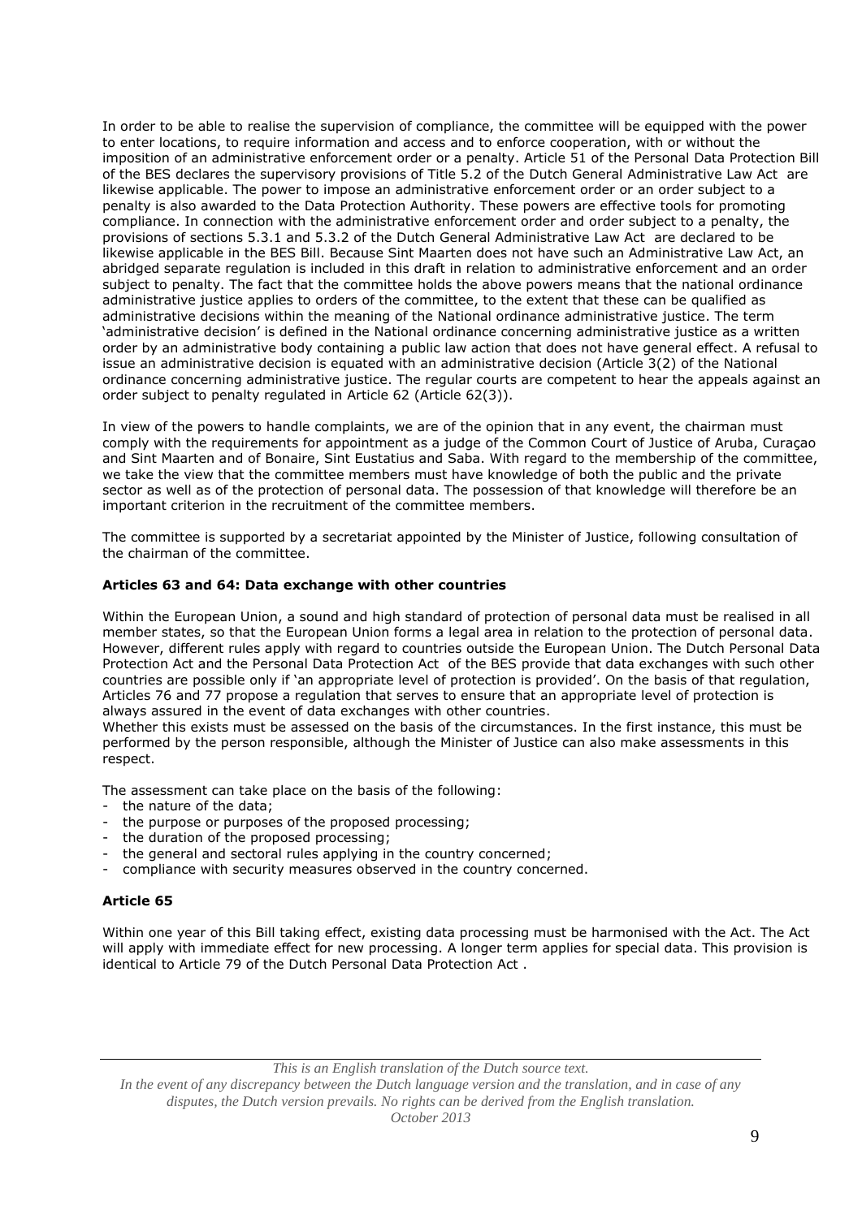In order to be able to realise the supervision of compliance, the committee will be equipped with the power to enter locations, to require information and access and to enforce cooperation, with or without the imposition of an administrative enforcement order or a penalty. Article 51 of the Personal Data Protection Bill of the BES declares the supervisory provisions of Title 5.2 of the Dutch General Administrative Law Act are likewise applicable. The power to impose an administrative enforcement order or an order subject to a penalty is also awarded to the Data Protection Authority. These powers are effective tools for promoting compliance. In connection with the administrative enforcement order and order subject to a penalty, the provisions of sections 5.3.1 and 5.3.2 of the Dutch General Administrative Law Act are declared to be likewise applicable in the BES Bill. Because Sint Maarten does not have such an Administrative Law Act, an abridged separate regulation is included in this draft in relation to administrative enforcement and an order subject to penalty. The fact that the committee holds the above powers means that the national ordinance administrative justice applies to orders of the committee, to the extent that these can be qualified as administrative decisions within the meaning of the National ordinance administrative justice. The term 'administrative decision' is defined in the National ordinance concerning administrative justice as a written order by an administrative body containing a public law action that does not have general effect. A refusal to issue an administrative decision is equated with an administrative decision (Article 3(2) of the National ordinance concerning administrative justice. The regular courts are competent to hear the appeals against an order subject to penalty regulated in Article 62 (Article 62(3)).

In view of the powers to handle complaints, we are of the opinion that in any event, the chairman must comply with the requirements for appointment as a judge of the Common Court of Justice of Aruba, Curaçao and Sint Maarten and of Bonaire, Sint Eustatius and Saba. With regard to the membership of the committee, we take the view that the committee members must have knowledge of both the public and the private sector as well as of the protection of personal data. The possession of that knowledge will therefore be an important criterion in the recruitment of the committee members.

The committee is supported by a secretariat appointed by the Minister of Justice, following consultation of the chairman of the committee.

**Articles 63 and 64: Data exchange with other countries**

Within the European Union, a sound and high standard of protection of personal data must be realised in all member states, so that the European Union forms a legal area in relation to the protection of personal data. However, different rules apply with regard to countries outside the European Union. The Dutch Personal Data Protection Act and the Personal Data Protection Act of the BES provide that data exchanges with such other countries are possible only if 'an appropriate level of protection is provided'. On the basis of that regulation, Articles 76 and 77 propose a regulation that serves to ensure that an appropriate level of protection is always assured in the event of data exchanges with other countries.
Whether this exists must be assessed on the basis of the circumstances. In the first instance, this must be performed by the person responsible, although the Minister of Justice can also make assessments in this respect.

The assessment can take place on the basis of the following:

- the nature of the data;
- the purpose or purposes of the proposed processing;
- the duration of the proposed processing;
- the general and sectoral rules applying in the country concerned;
- compliance with security measures observed in the country concerned.

**Article 65**

Within one year of this Bill taking effect, existing data processing must be harmonised with the Act. The Act will apply with immediate effect for new processing. A longer term applies for special data. This provision is identical to Article 79 of the Dutch Personal Data Protection Act .

*This is an English translation of the Dutch source text.*
*In the event of any discrepancy between the Dutch language version and the translation, and in case of any disputes, the Dutch version prevails. No rights can be derived from the English translation.*
*October 2013*